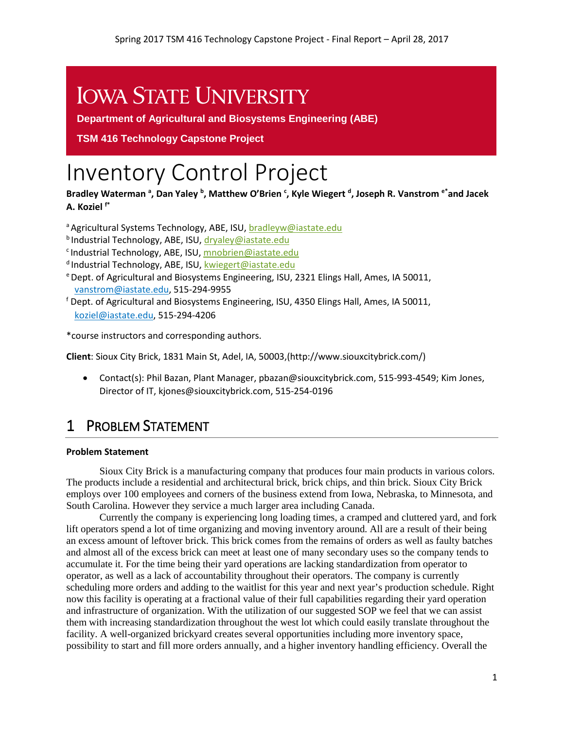Iowa State University

**Department of Agricultural and Biosystems Engineering (ABE)**

**TSM 416 Technology Capstone Project**

# Inventory Control Project

**Bradley Waterman [a], Dan Yaley [b], Matthew O'Brien [c], Kyle Wiegert [d], Joseph R. Vanstrom [e*] and Jacek A. Koziel [f*]**

[a] Agricultural Systems Technology, ABE, ISU, bradleyw@iastate.edu
[b] Industrial Technology, ABE, ISU, dryaley@iastate.edu
[c] Industrial Technology, ABE, ISU, mnobrien@iastate.edu
[d] Industrial Technology, ABE, ISU, kwiegert@iastate.edu
[e] Dept. of Agricultural and Biosystems Engineering, ISU, 2321 Elings Hall, Ames, IA 50011, vanstrom@iastate.edu, 515-294-9955
[f] Dept. of Agricultural and Biosystems Engineering, ISU, 4350 Elings Hall, Ames, IA 50011, koziel@iastate.edu, 515-294-4206

*course instructors and corresponding authors.

**Client**: Sioux City Brick, 1831 Main St, Adel, IA, 50003,(http://www.siouxcitybrick.com/)

- Contact(s): Phil Bazan, Plant Manager, pbazan@siouxcitybrick.com, 515-993-4549; Kim Jones, Director of IT, kjones@siouxcitybrick.com, 515-254-0196

## 1 Problem Statement

**Problem Statement**

Sioux City Brick is a manufacturing company that produces four main products in various colors. The products include a residential and architectural brick, brick chips, and thin brick. Sioux City Brick employs over 100 employees and corners of the business extend from Iowa, Nebraska, to Minnesota, and South Carolina. However they service a much larger area including Canada.

Currently the company is experiencing long loading times, a cramped and cluttered yard, and fork lift operators spend a lot of time organizing and moving inventory around. All are a result of their being an excess amount of leftover brick. This brick comes from the remains of orders as well as faulty batches and almost all of the excess brick can meet at least one of many secondary uses so the company tends to accumulate it. For the time being their yard operations are lacking standardization from operator to operator, as well as a lack of accountability throughout their operators. The company is currently scheduling more orders and adding to the waitlist for this year and next year's production schedule. Right now this facility is operating at a fractional value of their full capabilities regarding their yard operation and infrastructure of organization. With the utilization of our suggested SOP we feel that we can assist them with increasing standardization throughout the west lot which could easily translate throughout the facility. A well-organized brickyard creates several opportunities including more inventory space, possibility to start and fill more orders annually, and a higher inventory handling efficiency. Overall the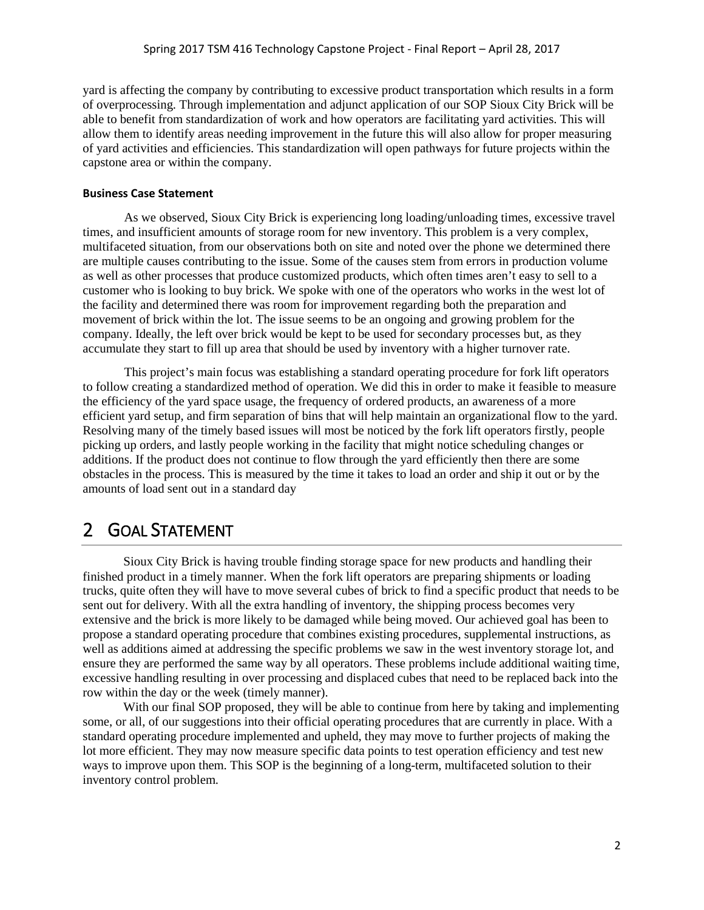yard is affecting the company by contributing to excessive product transportation which results in a form of overprocessing. Through implementation and adjunct application of our SOP Sioux City Brick will be able to benefit from standardization of work and how operators are facilitating yard activities. This will allow them to identify areas needing improvement in the future this will also allow for proper measuring of yard activities and efficiencies. This standardization will open pathways for future projects within the capstone area or within the company.

#### Business Case Statement

As we observed, Sioux City Brick is experiencing long loading/unloading times, excessive travel times, and insufficient amounts of storage room for new inventory. This problem is a very complex, multifaceted situation, from our observations both on site and noted over the phone we determined there are multiple causes contributing to the issue. Some of the causes stem from errors in production volume as well as other processes that produce customized products, which often times aren't easy to sell to a customer who is looking to buy brick. We spoke with one of the operators who works in the west lot of the facility and determined there was room for improvement regarding both the preparation and movement of brick within the lot. The issue seems to be an ongoing and growing problem for the company. Ideally, the left over brick would be kept to be used for secondary processes but, as they accumulate they start to fill up area that should be used by inventory with a higher turnover rate.

This project's main focus was establishing a standard operating procedure for fork lift operators to follow creating a standardized method of operation. We did this in order to make it feasible to measure the efficiency of the yard space usage, the frequency of ordered products, an awareness of a more efficient yard setup, and firm separation of bins that will help maintain an organizational flow to the yard. Resolving many of the timely based issues will most be noticed by the fork lift operators firstly, people picking up orders, and lastly people working in the facility that might notice scheduling changes or additions. If the product does not continue to flow through the yard efficiently then there are some obstacles in the process. This is measured by the time it takes to load an order and ship it out or by the amounts of load sent out in a standard day

## 2 Goal Statement

Sioux City Brick is having trouble finding storage space for new products and handling their finished product in a timely manner. When the fork lift operators are preparing shipments or loading trucks, quite often they will have to move several cubes of brick to find a specific product that needs to be sent out for delivery. With all the extra handling of inventory, the shipping process becomes very extensive and the brick is more likely to be damaged while being moved. Our achieved goal has been to propose a standard operating procedure that combines existing procedures, supplemental instructions, as well as additions aimed at addressing the specific problems we saw in the west inventory storage lot, and ensure they are performed the same way by all operators. These problems include additional waiting time, excessive handling resulting in over processing and displaced cubes that need to be replaced back into the row within the day or the week (timely manner).

With our final SOP proposed, they will be able to continue from here by taking and implementing some, or all, of our suggestions into their official operating procedures that are currently in place. With a standard operating procedure implemented and upheld, they may move to further projects of making the lot more efficient. They may now measure specific data points to test operation efficiency and test new ways to improve upon them. This SOP is the beginning of a long-term, multifaceted solution to their inventory control problem.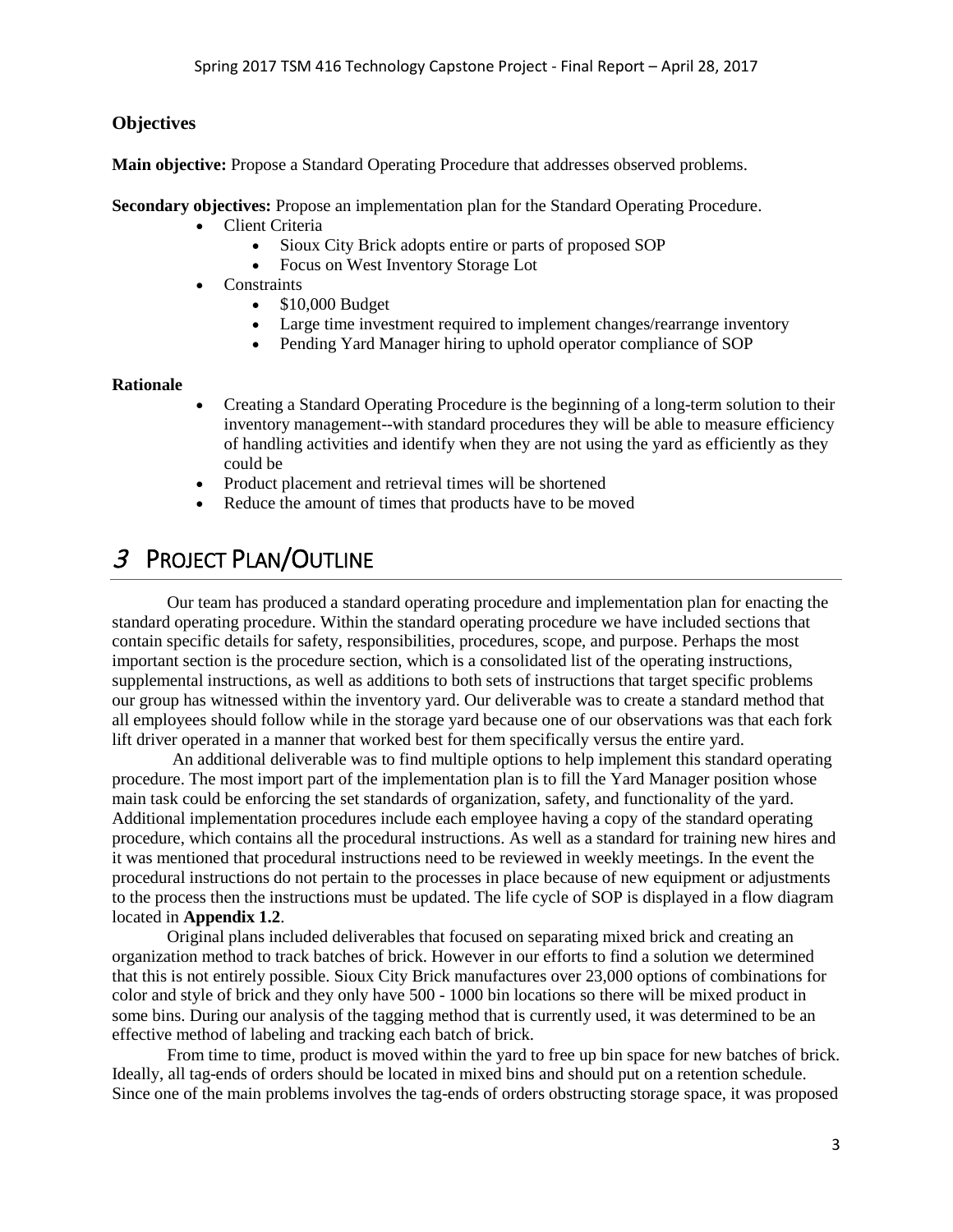### Objectives

**Main objective:** Propose a Standard Operating Procedure that addresses observed problems.

**Secondary objectives:** Propose an implementation plan for the Standard Operating Procedure.

- Client Criteria
  - Sioux City Brick adopts entire or parts of proposed SOP
  - Focus on West Inventory Storage Lot
- Constraints
  - \$10,000 Budget
  - Large time investment required to implement changes/rearrange inventory
  - Pending Yard Manager hiring to uphold operator compliance of SOP

**Rationale**

- Creating a Standard Operating Procedure is the beginning of a long-term solution to their inventory management--with standard procedures they will be able to measure efficiency of handling activities and identify when they are not using the yard as efficiently as they could be
- Product placement and retrieval times will be shortened
- Reduce the amount of times that products have to be moved

# 3 PROJECT PLAN/OUTLINE

Our team has produced a standard operating procedure and implementation plan for enacting the standard operating procedure. Within the standard operating procedure we have included sections that contain specific details for safety, responsibilities, procedures, scope, and purpose. Perhaps the most important section is the procedure section, which is a consolidated list of the operating instructions, supplemental instructions, as well as additions to both sets of instructions that target specific problems our group has witnessed within the inventory yard. Our deliverable was to create a standard method that all employees should follow while in the storage yard because one of our observations was that each fork lift driver operated in a manner that worked best for them specifically versus the entire yard.

An additional deliverable was to find multiple options to help implement this standard operating procedure. The most import part of the implementation plan is to fill the Yard Manager position whose main task could be enforcing the set standards of organization, safety, and functionality of the yard. Additional implementation procedures include each employee having a copy of the standard operating procedure, which contains all the procedural instructions. As well as a standard for training new hires and it was mentioned that procedural instructions need to be reviewed in weekly meetings. In the event the procedural instructions do not pertain to the processes in place because of new equipment or adjustments to the process then the instructions must be updated. The life cycle of SOP is displayed in a flow diagram located in **Appendix 1.2**.

Original plans included deliverables that focused on separating mixed brick and creating an organization method to track batches of brick. However in our efforts to find a solution we determined that this is not entirely possible. Sioux City Brick manufactures over 23,000 options of combinations for color and style of brick and they only have 500 - 1000 bin locations so there will be mixed product in some bins. During our analysis of the tagging method that is currently used, it was determined to be an effective method of labeling and tracking each batch of brick.

From time to time, product is moved within the yard to free up bin space for new batches of brick. Ideally, all tag-ends of orders should be located in mixed bins and should put on a retention schedule. Since one of the main problems involves the tag-ends of orders obstructing storage space, it was proposed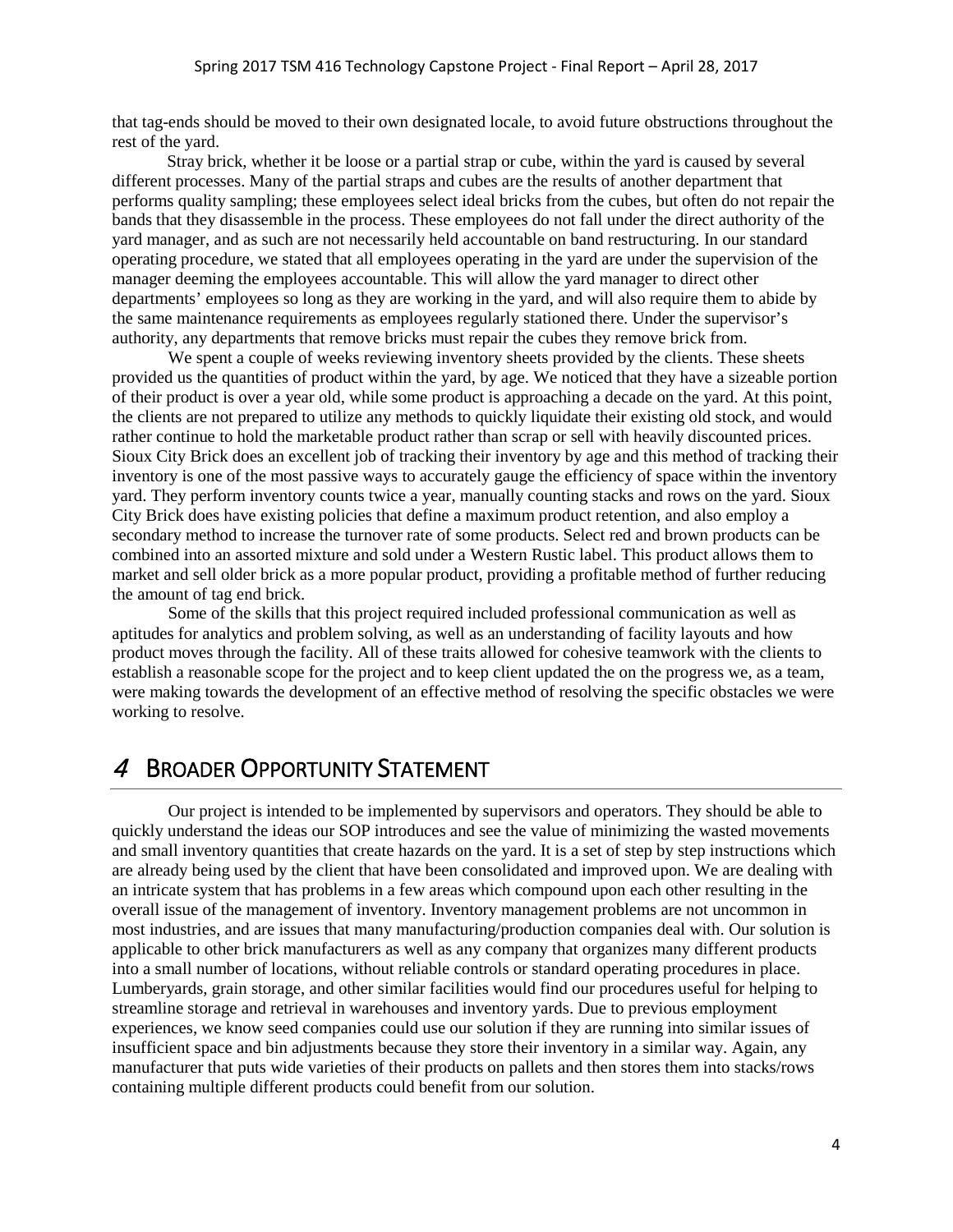that tag-ends should be moved to their own designated locale, to avoid future obstructions throughout the rest of the yard.

Stray brick, whether it be loose or a partial strap or cube, within the yard is caused by several different processes. Many of the partial straps and cubes are the results of another department that performs quality sampling; these employees select ideal bricks from the cubes, but often do not repair the bands that they disassemble in the process. These employees do not fall under the direct authority of the yard manager, and as such are not necessarily held accountable on band restructuring. In our standard operating procedure, we stated that all employees operating in the yard are under the supervision of the manager deeming the employees accountable. This will allow the yard manager to direct other departments' employees so long as they are working in the yard, and will also require them to abide by the same maintenance requirements as employees regularly stationed there. Under the supervisor's authority, any departments that remove bricks must repair the cubes they remove brick from.

We spent a couple of weeks reviewing inventory sheets provided by the clients. These sheets provided us the quantities of product within the yard, by age. We noticed that they have a sizeable portion of their product is over a year old, while some product is approaching a decade on the yard. At this point, the clients are not prepared to utilize any methods to quickly liquidate their existing old stock, and would rather continue to hold the marketable product rather than scrap or sell with heavily discounted prices. Sioux City Brick does an excellent job of tracking their inventory by age and this method of tracking their inventory is one of the most passive ways to accurately gauge the efficiency of space within the inventory yard. They perform inventory counts twice a year, manually counting stacks and rows on the yard. Sioux City Brick does have existing policies that define a maximum product retention, and also employ a secondary method to increase the turnover rate of some products. Select red and brown products can be combined into an assorted mixture and sold under a Western Rustic label. This product allows them to market and sell older brick as a more popular product, providing a profitable method of further reducing the amount of tag end brick.

Some of the skills that this project required included professional communication as well as aptitudes for analytics and problem solving, as well as an understanding of facility layouts and how product moves through the facility. All of these traits allowed for cohesive teamwork with the clients to establish a reasonable scope for the project and to keep client updated the on the progress we, as a team, were making towards the development of an effective method of resolving the specific obstacles we were working to resolve.

# 4 BROADER OPPORTUNITY STATEMENT

Our project is intended to be implemented by supervisors and operators. They should be able to quickly understand the ideas our SOP introduces and see the value of minimizing the wasted movements and small inventory quantities that create hazards on the yard. It is a set of step by step instructions which are already being used by the client that have been consolidated and improved upon. We are dealing with an intricate system that has problems in a few areas which compound upon each other resulting in the overall issue of the management of inventory. Inventory management problems are not uncommon in most industries, and are issues that many manufacturing/production companies deal with. Our solution is applicable to other brick manufacturers as well as any company that organizes many different products into a small number of locations, without reliable controls or standard operating procedures in place. Lumberyards, grain storage, and other similar facilities would find our procedures useful for helping to streamline storage and retrieval in warehouses and inventory yards. Due to previous employment experiences, we know seed companies could use our solution if they are running into similar issues of insufficient space and bin adjustments because they store their inventory in a similar way. Again, any manufacturer that puts wide varieties of their products on pallets and then stores them into stacks/rows containing multiple different products could benefit from our solution.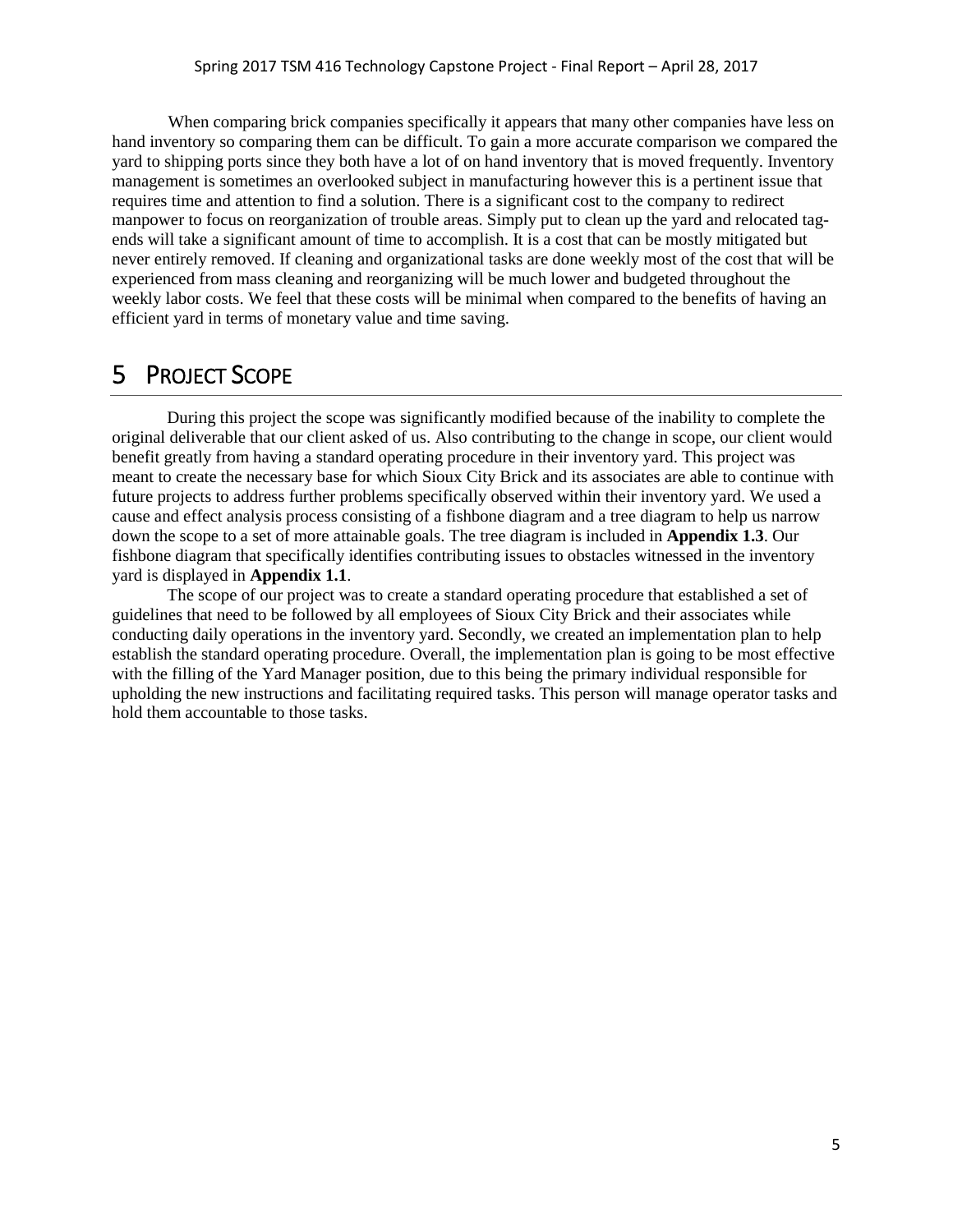When comparing brick companies specifically it appears that many other companies have less on hand inventory so comparing them can be difficult. To gain a more accurate comparison we compared the yard to shipping ports since they both have a lot of on hand inventory that is moved frequently. Inventory management is sometimes an overlooked subject in manufacturing however this is a pertinent issue that requires time and attention to find a solution. There is a significant cost to the company to redirect manpower to focus on reorganization of trouble areas. Simply put to clean up the yard and relocated tag-ends will take a significant amount of time to accomplish. It is a cost that can be mostly mitigated but never entirely removed. If cleaning and organizational tasks are done weekly most of the cost that will be experienced from mass cleaning and reorganizing will be much lower and budgeted throughout the weekly labor costs. We feel that these costs will be minimal when compared to the benefits of having an efficient yard in terms of monetary value and time saving.

# 5 Project Scope

During this project the scope was significantly modified because of the inability to complete the original deliverable that our client asked of us. Also contributing to the change in scope, our client would benefit greatly from having a standard operating procedure in their inventory yard. This project was meant to create the necessary base for which Sioux City Brick and its associates are able to continue with future projects to address further problems specifically observed within their inventory yard. We used a cause and effect analysis process consisting of a fishbone diagram and a tree diagram to help us narrow down the scope to a set of more attainable goals. The tree diagram is included in **Appendix 1.3**. Our fishbone diagram that specifically identifies contributing issues to obstacles witnessed in the inventory yard is displayed in **Appendix 1.1**.

The scope of our project was to create a standard operating procedure that established a set of guidelines that need to be followed by all employees of Sioux City Brick and their associates while conducting daily operations in the inventory yard. Secondly, we created an implementation plan to help establish the standard operating procedure. Overall, the implementation plan is going to be most effective with the filling of the Yard Manager position, due to this being the primary individual responsible for upholding the new instructions and facilitating required tasks. This person will manage operator tasks and hold them accountable to those tasks.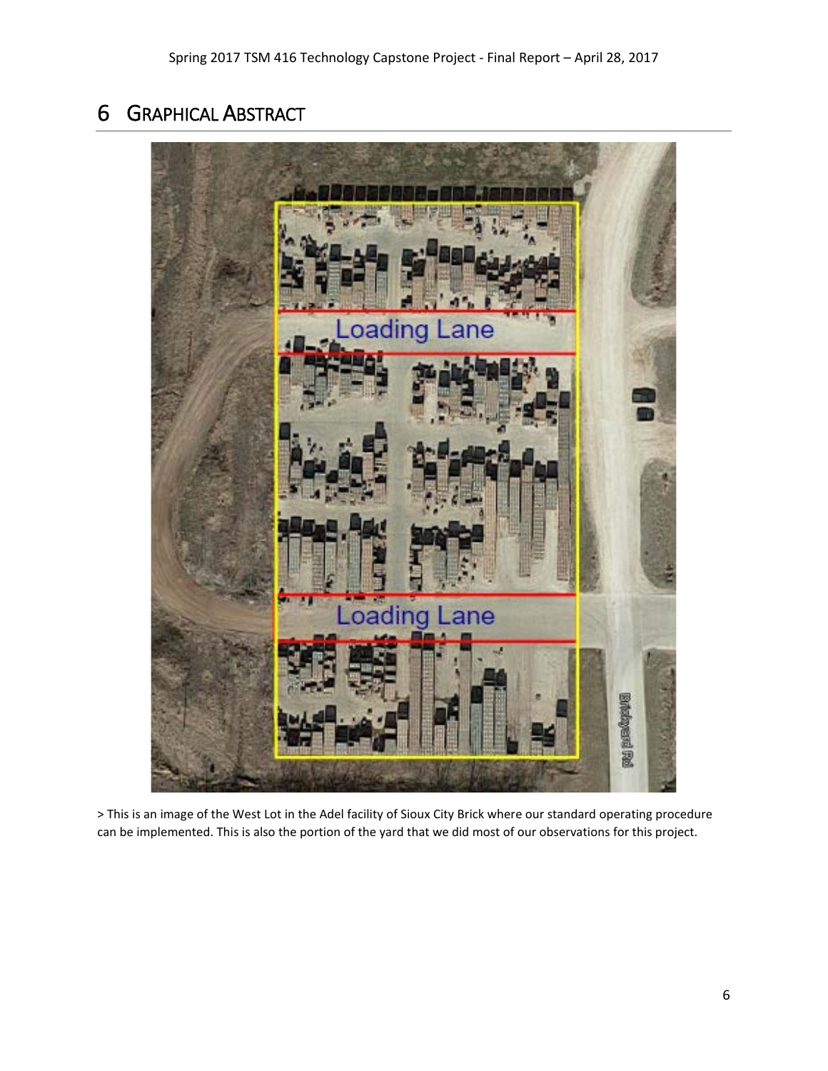# 6 Graphical Abstract

> This is an image of the West Lot in the Adel facility of Sioux City Brick where our standard operating procedure can be implemented. This is also the portion of the yard that we did most of our observations for this project.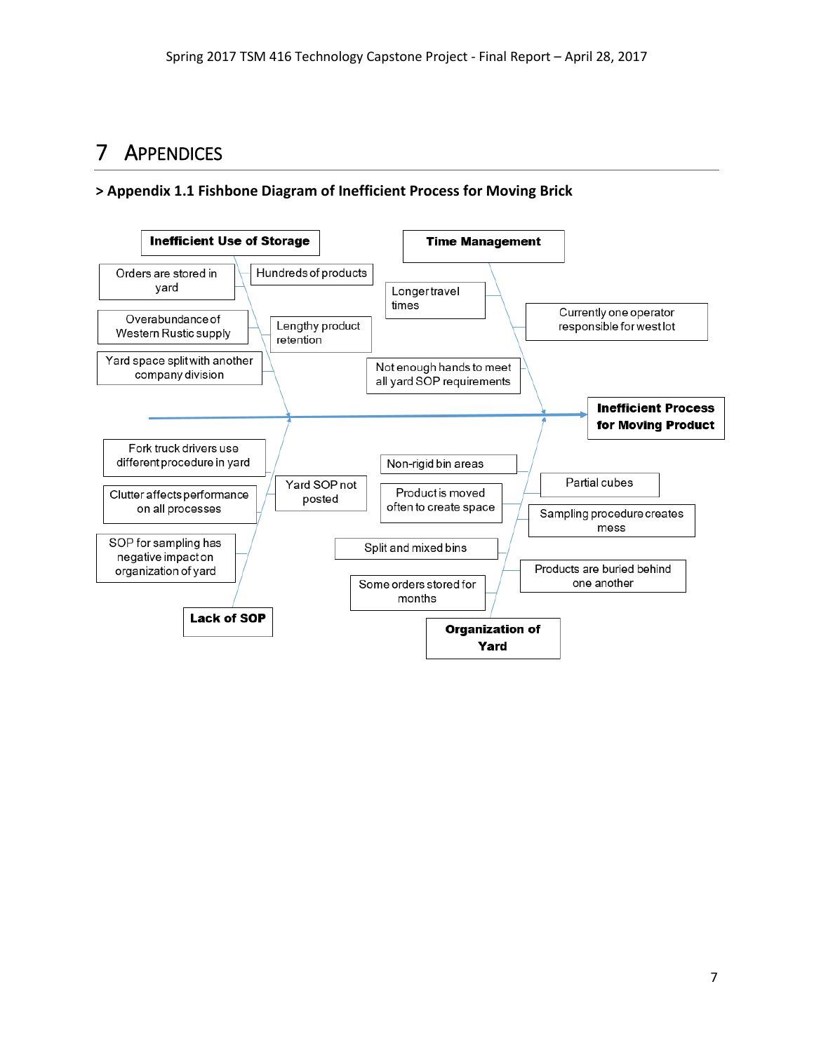# 7 Appendices

### > Appendix 1.1 Fishbone Diagram of Inefficient Process for Moving Brick

**Inefficient Use of Storage**
- Orders are stored in yard
- Hundreds of products
- Overabundance of Western Rustic supply
- Lengthy product retention
- Yard space split with another company division

**Time Management**
- Longer travel times
- Currently one operator responsible for west lot
- Not enough hands to meet all yard SOP requirements

**Lack of SOP**
- Fork truck drivers use different procedure in yard
- Yard SOP not posted
- Clutter affects performance on all processes
- SOP for sampling has negative impact on organization of yard

**Organization of Yard**
- Non-rigid bin areas
- Partial cubes
- Product is moved often to create space
- Sampling procedure creates mess
- Split and mixed bins
- Products are buried behind one another
- Some orders stored for months

**Inefficient Process for Moving Product**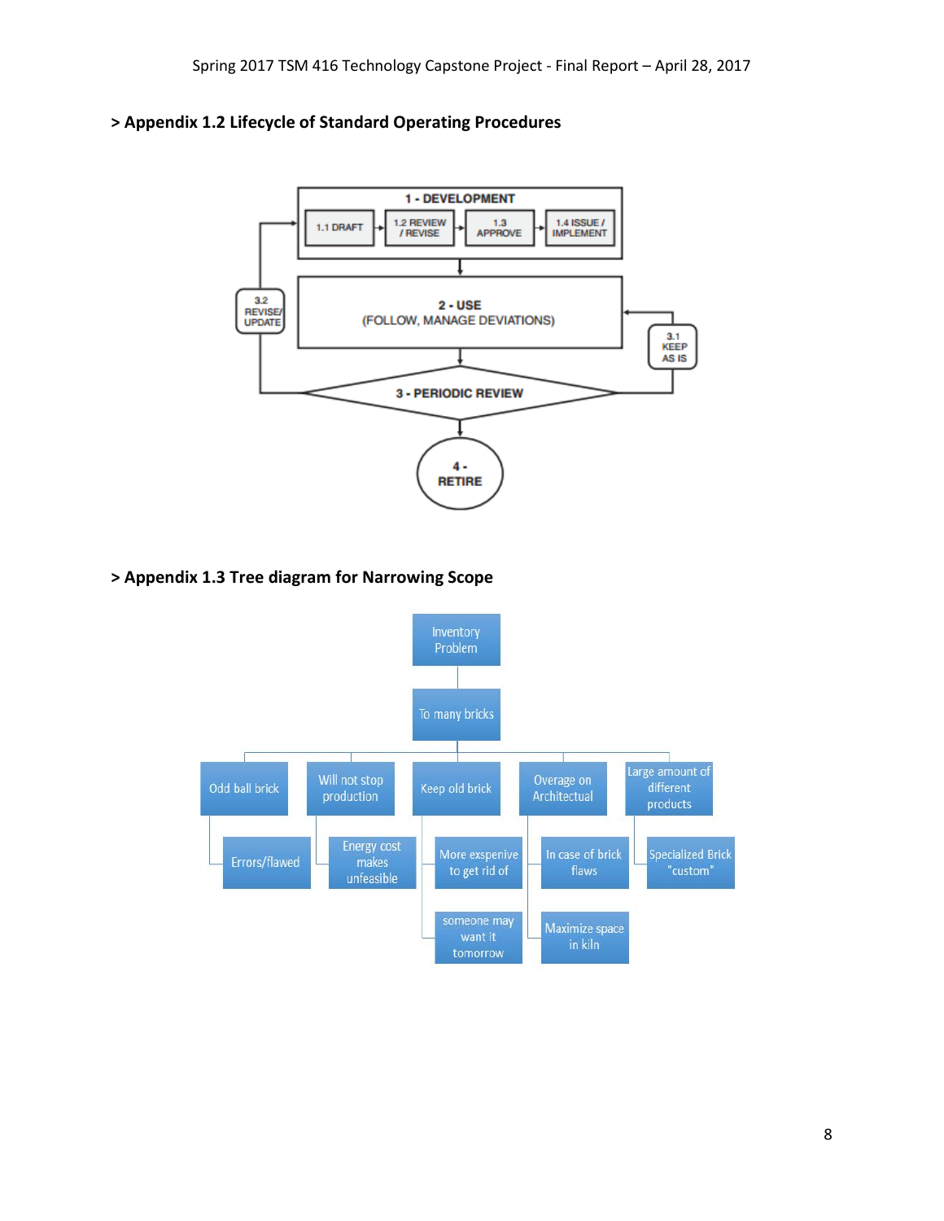> **Appendix 1.2 Lifecycle of Standard Operating Procedures**

1 - DEVELOPMENT

1.1 DRAFT

1.2 REVIEW / REVISE

1.3 APPROVE

1.4 ISSUE / IMPLEMENT

2 - USE
(FOLLOW, MANAGE DEVIATIONS)

3.1 KEEP AS IS

3.2 REVISE/ UPDATE

3 - PERIODIC REVIEW

4 - RETIRE

> **Appendix 1.3 Tree diagram for Narrowing Scope**

Inventory Problem

To many bricks

Odd ball brick

Errors/flawed

Will not stop production

Energy cost makes unfeasible

Keep old brick

More exspenive to get rid of

someone may want it tomorrow

Overage on Architectual

In case of brick flaws

Maximize space in kiln

Large amount of different products

Specialized Brick "custom"